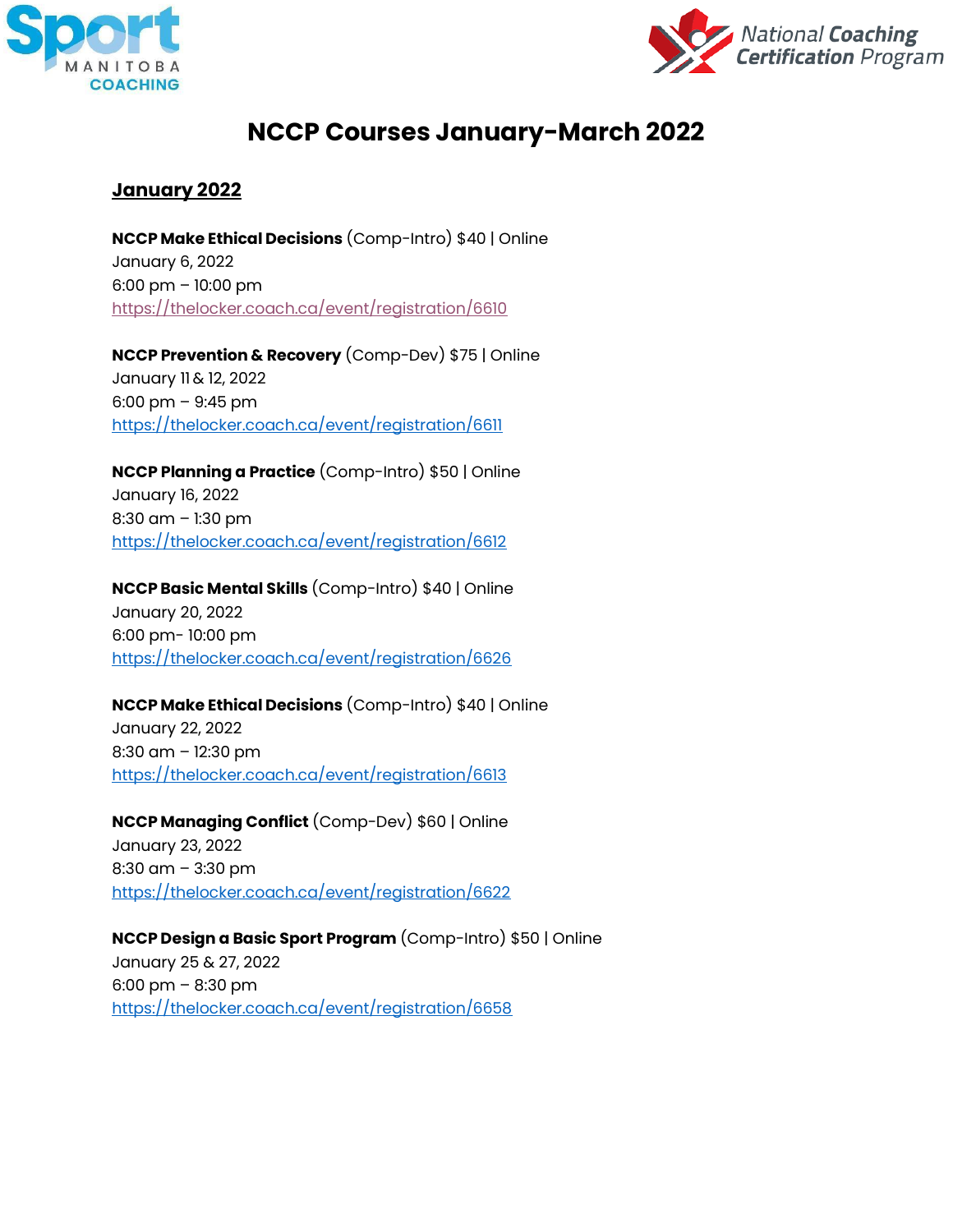# NCCP Courses January-March 2022

## January 2022

**NCCP Make Ethical Decisions** (Comp-Intro) $40 | Online
January 6, 2022
6:00 pm – 10:00 pm
https://thelocker.coach.ca/event/registration/6610

**NCCP Prevention & Recovery** (Comp-Dev) $75 | Online
January 11 & 12, 2022
6:00 pm – 9:45 pm
https://thelocker.coach.ca/event/registration/6611

**NCCP Planning a Practice** (Comp-Intro) $50 | Online
January 16, 2022
8:30 am – 1:30 pm
https://thelocker.coach.ca/event/registration/6612

**NCCP Basic Mental Skills** (Comp-Intro) $40 | Online
January 20, 2022
6:00 pm- 10:00 pm
https://thelocker.coach.ca/event/registration/6626

**NCCP Make Ethical Decisions** (Comp-Intro) $40 | Online
January 22, 2022
8:30 am – 12:30 pm
https://thelocker.coach.ca/event/registration/6613

**NCCP Managing Conflict** (Comp-Dev) $60 | Online
January 23, 2022
8:30 am – 3:30 pm
https://thelocker.coach.ca/event/registration/6622

**NCCP Design a Basic Sport Program** (Comp-Intro) $50 | Online
January 25 & 27, 2022
6:00 pm – 8:30 pm
https://thelocker.coach.ca/event/registration/6658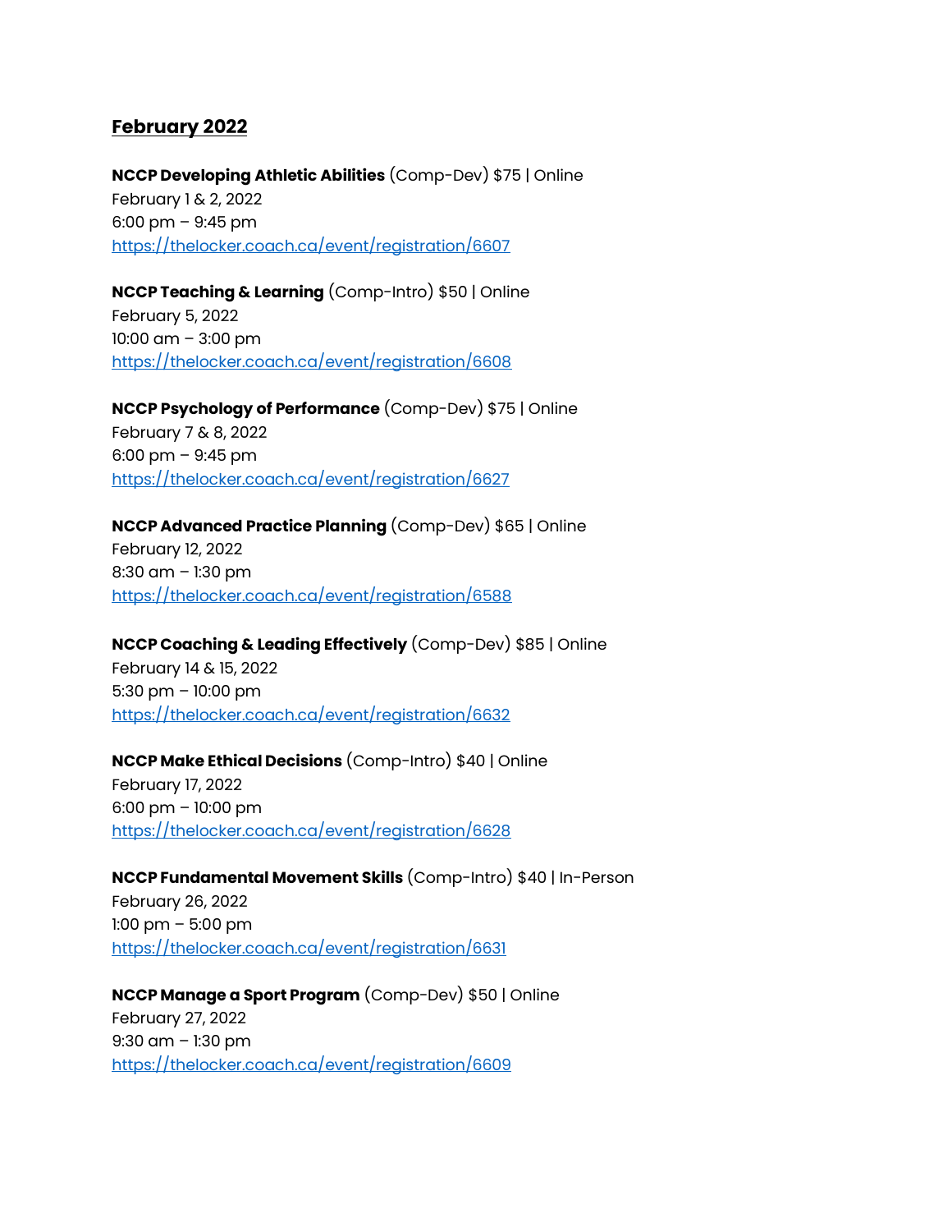## February 2022

**NCCP Developing Athletic Abilities** (Comp-Dev) $75 | Online
February 1 & 2, 2022
6:00 pm – 9:45 pm
https://thelocker.coach.ca/event/registration/6607

**NCCP Teaching & Learning** (Comp-Intro) $50 | Online
February 5, 2022
10:00 am – 3:00 pm
https://thelocker.coach.ca/event/registration/6608

**NCCP Psychology of Performance** (Comp-Dev) $75 | Online
February 7 & 8, 2022
6:00 pm – 9:45 pm
https://thelocker.coach.ca/event/registration/6627

**NCCP Advanced Practice Planning** (Comp-Dev) $65 | Online
February 12, 2022
8:30 am – 1:30 pm
https://thelocker.coach.ca/event/registration/6588

**NCCP Coaching & Leading Effectively** (Comp-Dev) $85 | Online
February 14 & 15, 2022
5:30 pm – 10:00 pm
https://thelocker.coach.ca/event/registration/6632

**NCCP Make Ethical Decisions** (Comp-Intro) $40 | Online
February 17, 2022
6:00 pm – 10:00 pm
https://thelocker.coach.ca/event/registration/6628

**NCCP Fundamental Movement Skills** (Comp-Intro) $40 | In-Person
February 26, 2022
1:00 pm – 5:00 pm
https://thelocker.coach.ca/event/registration/6631

**NCCP Manage a Sport Program** (Comp-Dev) $50 | Online
February 27, 2022
9:30 am – 1:30 pm
https://thelocker.coach.ca/event/registration/6609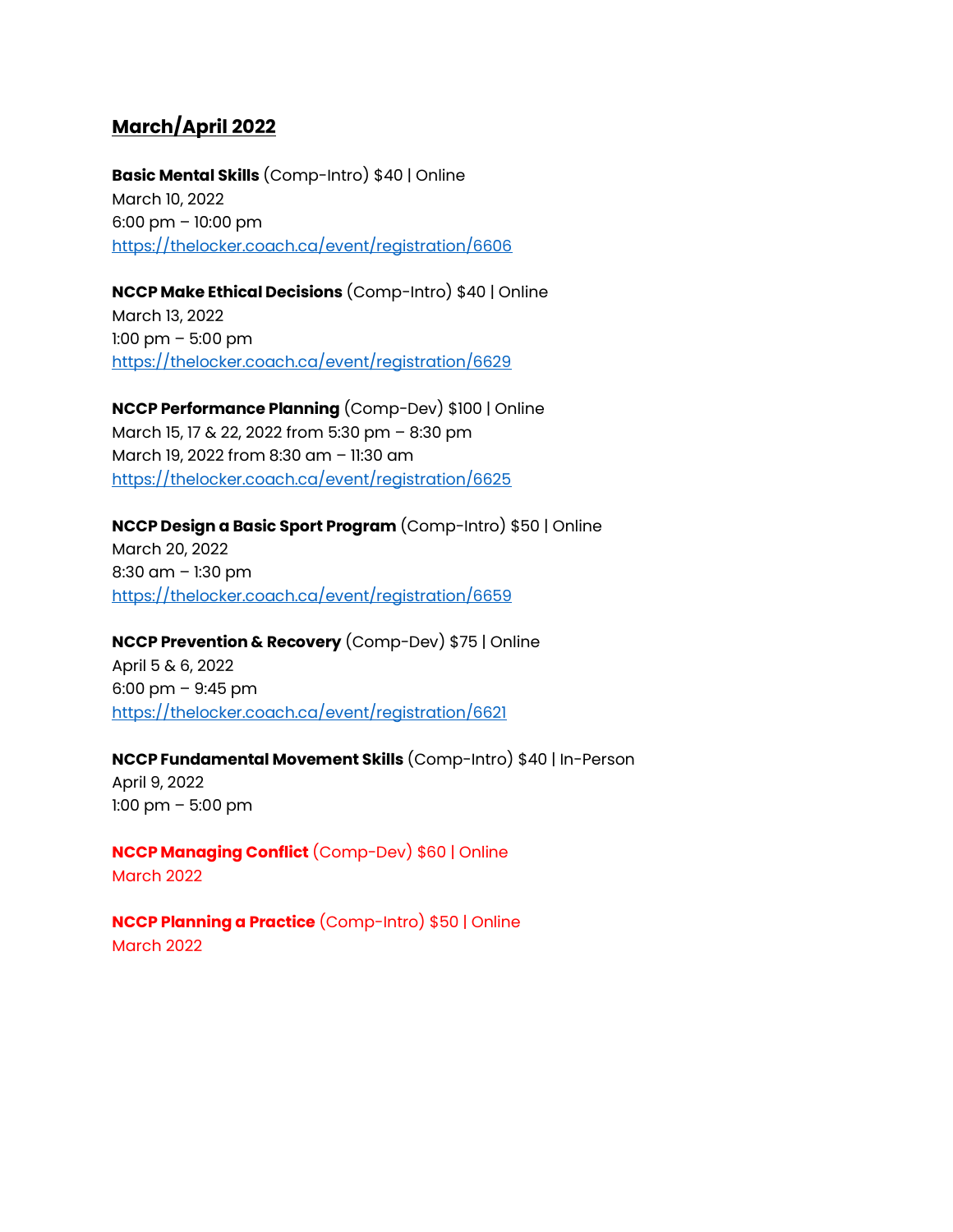## March/April 2022

**Basic Mental Skills** (Comp-Intro) $40 | Online
March 10, 2022
6:00 pm – 10:00 pm
https://thelocker.coach.ca/event/registration/6606

**NCCP Make Ethical Decisions** (Comp-Intro) $40 | Online
March 13, 2022
1:00 pm – 5:00 pm
https://thelocker.coach.ca/event/registration/6629

**NCCP Performance Planning** (Comp-Dev) $100 | Online
March 15, 17 & 22, 2022 from 5:30 pm – 8:30 pm
March 19, 2022 from 8:30 am – 11:30 am
https://thelocker.coach.ca/event/registration/6625

**NCCP Design a Basic Sport Program** (Comp-Intro) $50 | Online
March 20, 2022
8:30 am – 1:30 pm
https://thelocker.coach.ca/event/registration/6659

**NCCP Prevention & Recovery** (Comp-Dev) $75 | Online
April 5 & 6, 2022
6:00 pm – 9:45 pm
https://thelocker.coach.ca/event/registration/6621

**NCCP Fundamental Movement Skills** (Comp-Intro) $40 | In-Person
April 9, 2022
1:00 pm – 5:00 pm

**NCCP Managing Conflict** (Comp-Dev) $60 | Online
March 2022

**NCCP Planning a Practice** (Comp-Intro) $50 | Online
March 2022